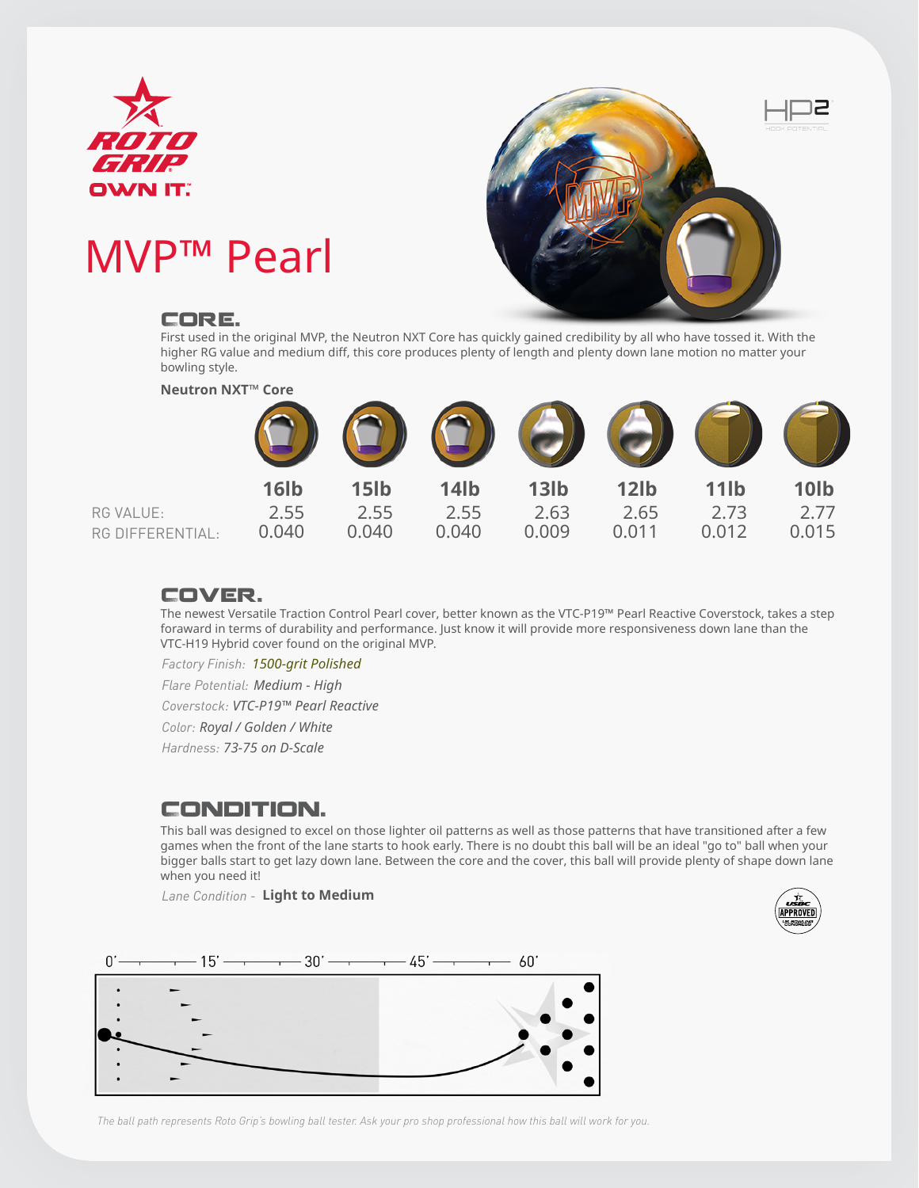ROTO GRIP

OWN IT.

# MVP™ Pearl

HP2 HOOK POTENTIAL

## CORE.

First used in the original MVP, the Neutron NXT Core has quickly gained credibility by all who have tossed it. With the higher RG value and medium diff, this core produces plenty of length and plenty down lane motion no matter your bowling style.

**Neutron NXT™ Core**

| | 16lb | 15lb | 14lb | 13lb | 12lb | 11lb | 10lb |
|---|---|---|---|---|---|---|---|
| RG VALUE: | 2.55 | 2.55 | 2.55 | 2.63 | 2.65 | 2.73 | 2.77 |
| RG DIFFERENTIAL: | 0.040 | 0.040 | 0.040 | 0.009 | 0.011 | 0.012 | 0.015 |

## COVER.

The newest Versatile Traction Control Pearl cover, better known as the VTC-P19™ Pearl Reactive Coverstock, takes a step foraward in terms of durability and performance. Just know it will provide more responsiveness down lane than the VTC-H19 Hybrid cover found on the original MVP.

*Factory Finish: 1500-grit Polished*

*Flare Potential: Medium - High*

*Coverstock: VTC-P19™ Pearl Reactive*

*Color: Royal / Golden / White*

*Hardness: 73-75 on D-Scale*

## CONDITION.

This ball was designed to excel on those lighter oil patterns as well as those patterns that have transitioned after a few games when the front of the lane starts to hook early. There is no doubt this ball will be an ideal "go to" ball when your bigger balls start to get lazy down lane. Between the core and the cover, this ball will provide plenty of shape down lane when you need it!

*Lane Condition -* **Light to Medium**

USBC APPROVED

0' — 15' — 30' — 45' — 60'

*The ball path represents Roto Grip's bowling ball tester. Ask your pro shop professional how this ball will work for you.*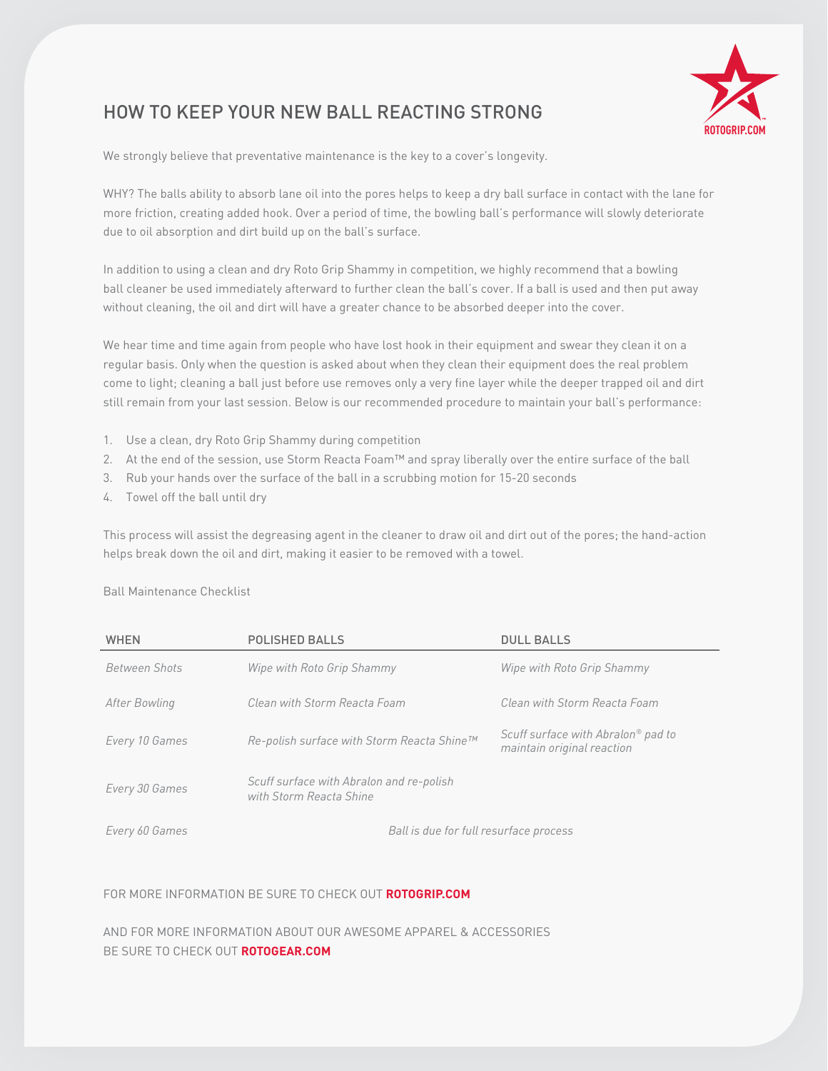# HOW TO KEEP YOUR NEW BALL REACTING STRONG

ROTOGRIP.COM

We strongly believe that preventative maintenance is the key to a cover's longevity.

WHY? The balls ability to absorb lane oil into the pores helps to keep a dry ball surface in contact with the lane for more friction, creating added hook. Over a period of time, the bowling ball's performance will slowly deteriorate due to oil absorption and dirt build up on the ball's surface.

In addition to using a clean and dry Roto Grip Shammy in competition, we highly recommend that a bowling ball cleaner be used immediately afterward to further clean the ball's cover. If a ball is used and then put away without cleaning, the oil and dirt will have a greater chance to be absorbed deeper into the cover.

We hear time and time again from people who have lost hook in their equipment and swear they clean it on a regular basis. Only when the question is asked about when they clean their equipment does the real problem come to light; cleaning a ball just before use removes only a very fine layer while the deeper trapped oil and dirt still remain from your last session. Below is our recommended procedure to maintain your ball's performance:

1. Use a clean, dry Roto Grip Shammy during competition
2. At the end of the session, use Storm Reacta Foam™ and spray liberally over the entire surface of the ball
3. Rub your hands over the surface of the ball in a scrubbing motion for 15-20 seconds
4. Towel off the ball until dry

This process will assist the degreasing agent in the cleaner to draw oil and dirt out of the pores; the hand-action helps break down the oil and dirt, making it easier to be removed with a towel.

Ball Maintenance Checklist

| WHEN | POLISHED BALLS | DULL BALLS |
|---|---|---|
| *Between Shots* | *Wipe with Roto Grip Shammy* | *Wipe with Roto Grip Shammy* |
| *After Bowling* | *Clean with Storm Reacta Foam* | *Clean with Storm Reacta Foam* |
| *Every 10 Games* | *Re-polish surface with Storm Reacta Shine™* | *Scuff surface with Abralon® pad to maintain original reaction* |
| *Every 30 Games* | *Scuff surface with Abralon and re-polish with Storm Reacta Shine* | |
| *Every 60 Games* | *Ball is due for full resurface process* | |

FOR MORE INFORMATION BE SURE TO CHECK OUT **ROTOGRIP.COM**

AND FOR MORE INFORMATION ABOUT OUR AWESOME APPAREL & ACCESSORIES BE SURE TO CHECK OUT **ROTOGEAR.COM**